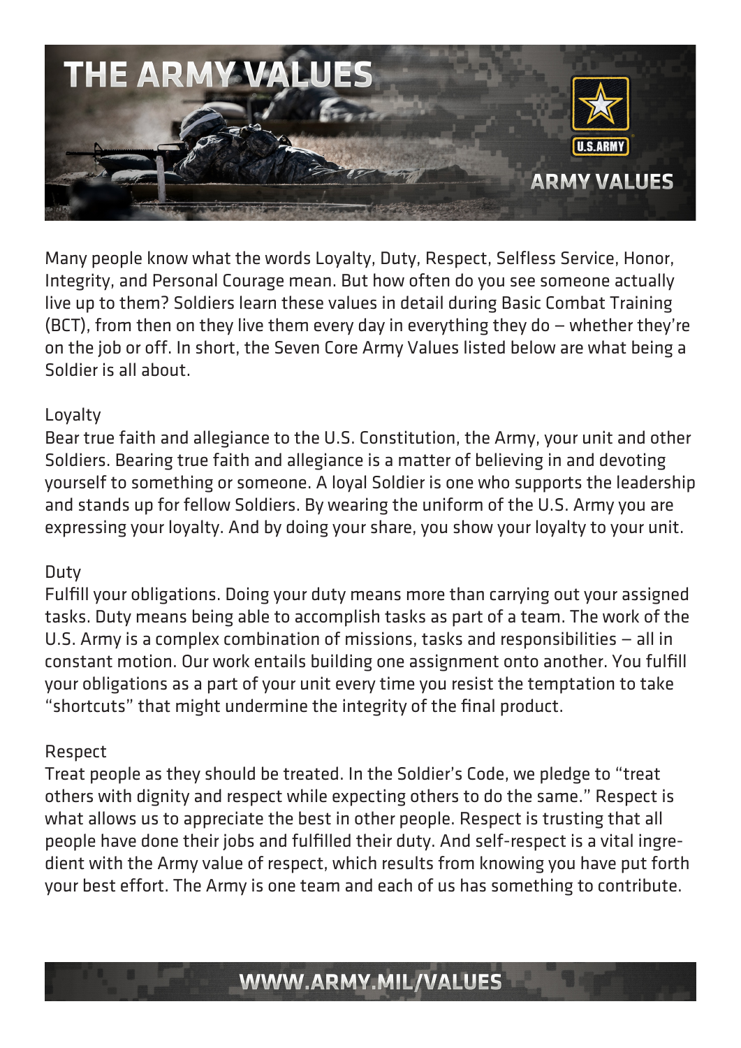# THE ARMY VALUES

ARMY VALUES

Many people know what the words Loyalty, Duty, Respect, Selfless Service, Honor, Integrity, and Personal Courage mean. But how often do you see someone actually live up to them? Soldiers learn these values in detail during Basic Combat Training (BCT), from then on they live them every day in everything they do – whether they're on the job or off. In short, the Seven Core Army Values listed below are what being a Soldier is all about.

## Loyalty

Bear true faith and allegiance to the U.S. Constitution, the Army, your unit and other Soldiers. Bearing true faith and allegiance is a matter of believing in and devoting yourself to something or someone. A loyal Soldier is one who supports the leadership and stands up for fellow Soldiers. By wearing the uniform of the U.S. Army you are expressing your loyalty. And by doing your share, you show your loyalty to your unit.

## Duty

Fulfill your obligations. Doing your duty means more than carrying out your assigned tasks. Duty means being able to accomplish tasks as part of a team. The work of the U.S. Army is a complex combination of missions, tasks and responsibilities – all in constant motion. Our work entails building one assignment onto another. You fulfill your obligations as a part of your unit every time you resist the temptation to take "shortcuts" that might undermine the integrity of the final product.

## Respect

Treat people as they should be treated. In the Soldier's Code, we pledge to "treat others with dignity and respect while expecting others to do the same." Respect is what allows us to appreciate the best in other people. Respect is trusting that all people have done their jobs and fulfilled their duty. And self-respect is a vital ingredient with the Army value of respect, which results from knowing you have put forth your best effort. The Army is one team and each of us has something to contribute.

WWW.ARMY.MIL/VALUES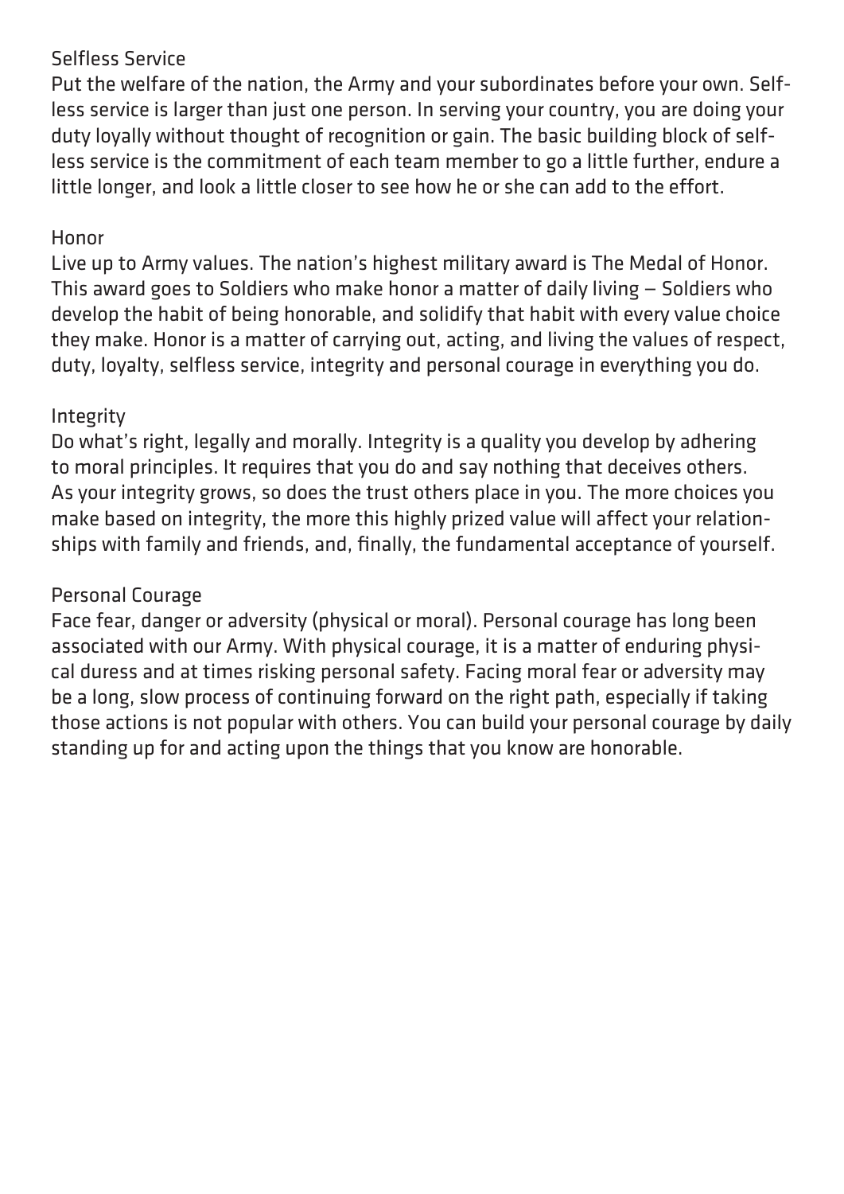## Selfless Service

Put the welfare of the nation, the Army and your subordinates before your own. Selfless service is larger than just one person. In serving your country, you are doing your duty loyally without thought of recognition or gain. The basic building block of selfless service is the commitment of each team member to go a little further, endure a little longer, and look a little closer to see how he or she can add to the effort.

## Honor

Live up to Army values. The nation's highest military award is The Medal of Honor. This award goes to Soldiers who make honor a matter of daily living – Soldiers who develop the habit of being honorable, and solidify that habit with every value choice they make. Honor is a matter of carrying out, acting, and living the values of respect, duty, loyalty, selfless service, integrity and personal courage in everything you do.

## Integrity

Do what's right, legally and morally. Integrity is a quality you develop by adhering to moral principles. It requires that you do and say nothing that deceives others. As your integrity grows, so does the trust others place in you. The more choices you make based on integrity, the more this highly prized value will affect your relationships with family and friends, and, finally, the fundamental acceptance of yourself.

## Personal Courage

Face fear, danger or adversity (physical or moral). Personal courage has long been associated with our Army. With physical courage, it is a matter of enduring physical duress and at times risking personal safety. Facing moral fear or adversity may be a long, slow process of continuing forward on the right path, especially if taking those actions is not popular with others. You can build your personal courage by daily standing up for and acting upon the things that you know are honorable.